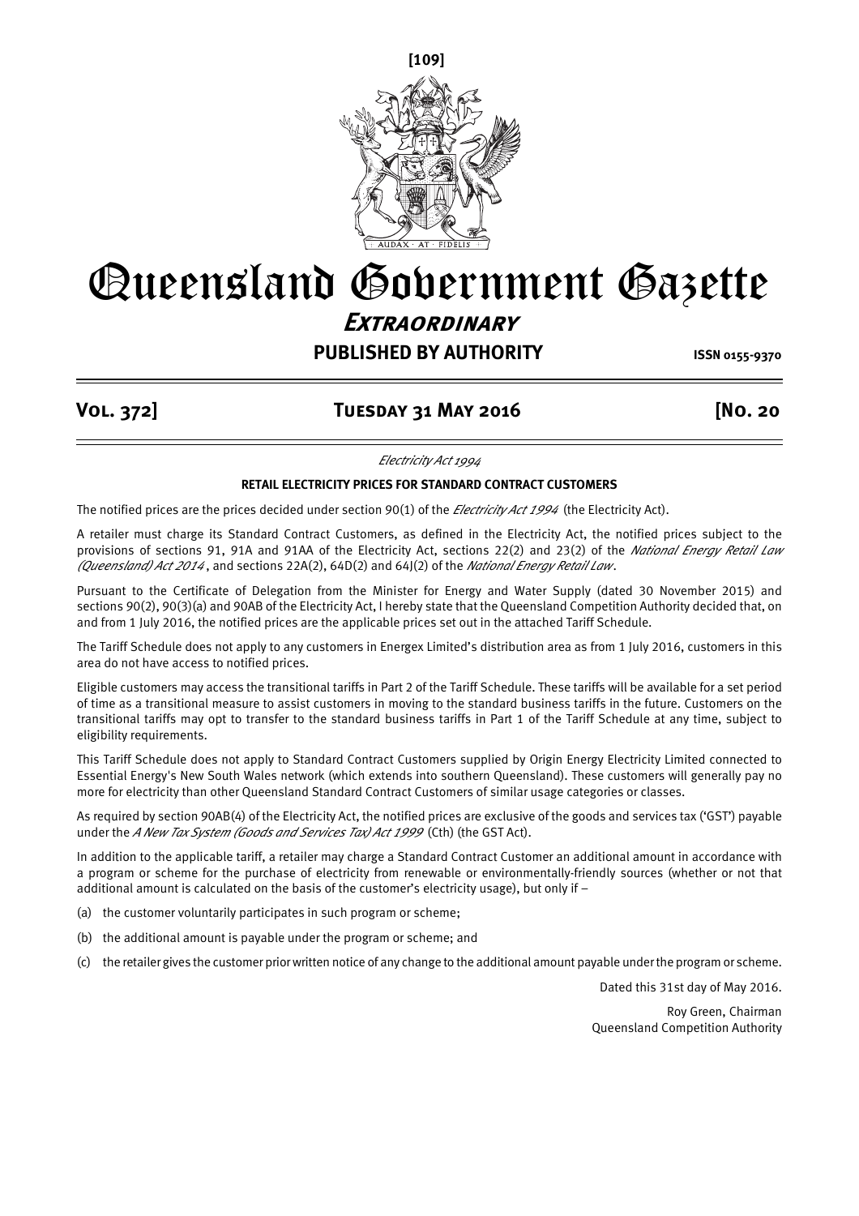# Queensland Government Gazette

## *Extraordinary*

**PUBLISHED BY AUTHORITY** **ISSN 0155-9370**

**Vol. 372]** **Tuesday 31 May 2016** **[No. 20**

*Electricity Act 1994*

**RETAIL ELECTRICITY PRICES FOR STANDARD CONTRACT CUSTOMERS**

The notified prices are the prices decided under section 90(1) of the *Electricity Act 1994* (the Electricity Act).

A retailer must charge its Standard Contract Customers, as defined in the Electricity Act, the notified prices subject to the provisions of sections 91, 91A and 91AA of the Electricity Act, sections 22(2) and 23(2) of the *National Energy Retail Law (Queensland) Act 2014*, and sections 22A(2), 64D(2) and 64J(2) of the *National Energy Retail Law*.

Pursuant to the Certificate of Delegation from the Minister for Energy and Water Supply (dated 30 November 2015) and sections 90(2), 90(3)(a) and 90AB of the Electricity Act, I hereby state that the Queensland Competition Authority decided that, on and from 1 July 2016, the notified prices are the applicable prices set out in the attached Tariff Schedule.

The Tariff Schedule does not apply to any customers in Energex Limited's distribution area as from 1 July 2016, customers in this area do not have access to notified prices.

Eligible customers may access the transitional tariffs in Part 2 of the Tariff Schedule. These tariffs will be available for a set period of time as a transitional measure to assist customers in moving to the standard business tariffs in the future. Customers on the transitional tariffs may opt to transfer to the standard business tariffs in Part 1 of the Tariff Schedule at any time, subject to eligibility requirements.

This Tariff Schedule does not apply to Standard Contract Customers supplied by Origin Energy Electricity Limited connected to Essential Energy's New South Wales network (which extends into southern Queensland). These customers will generally pay no more for electricity than other Queensland Standard Contract Customers of similar usage categories or classes.

As required by section 90AB(4) of the Electricity Act, the notified prices are exclusive of the goods and services tax ('GST') payable under the *A New Tax System (Goods and Services Tax) Act 1999* (Cth) (the GST Act).

In addition to the applicable tariff, a retailer may charge a Standard Contract Customer an additional amount in accordance with a program or scheme for the purchase of electricity from renewable or environmentally-friendly sources (whether or not that additional amount is calculated on the basis of the customer's electricity usage), but only if –

(a) the customer voluntarily participates in such program or scheme;

(b) the additional amount is payable under the program or scheme; and

(c) the retailer gives the customer prior written notice of any change to the additional amount payable under the program or scheme.

Dated this 31st day of May 2016.

Roy Green, Chairman
Queensland Competition Authority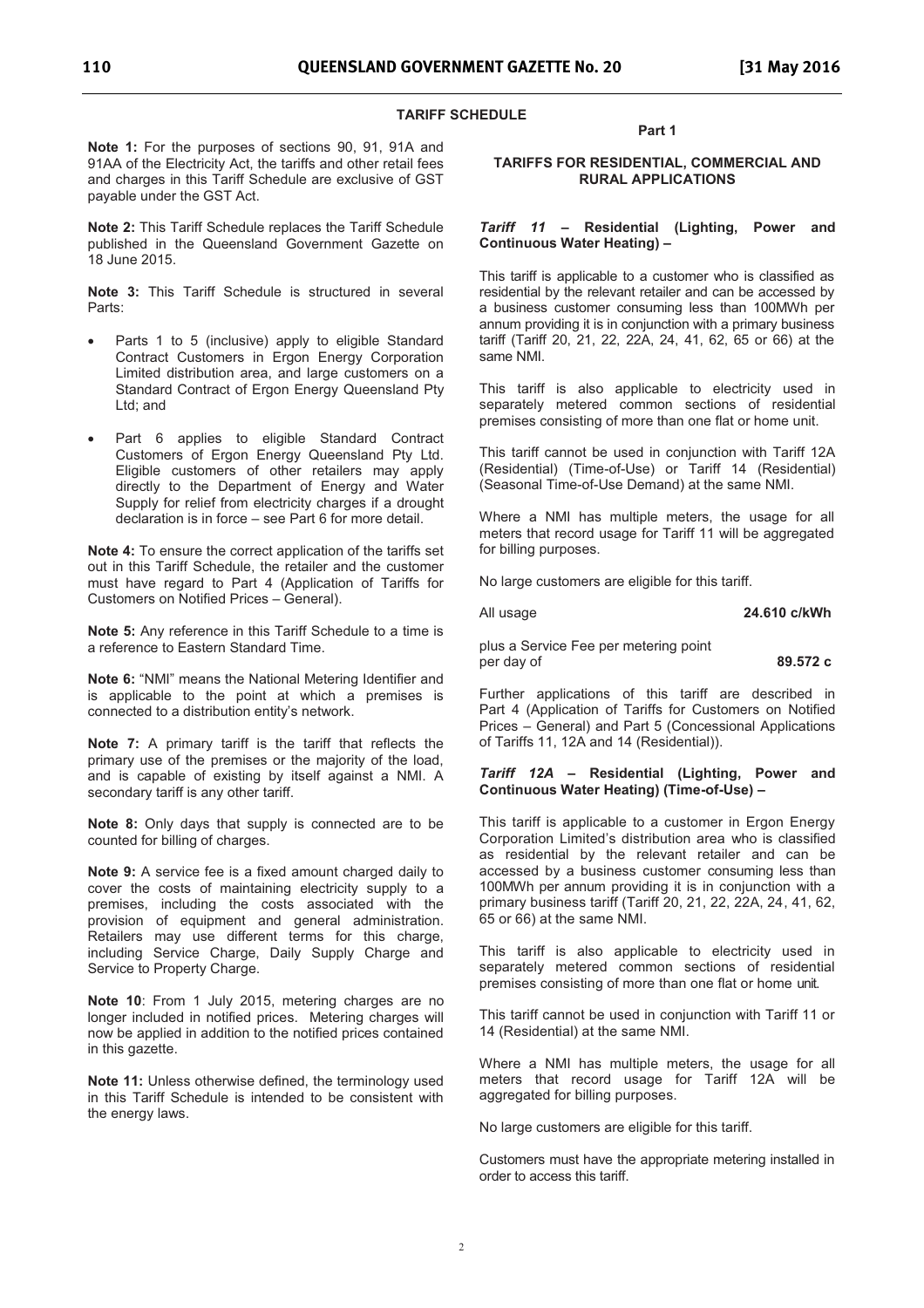## TARIFF SCHEDULE

**Note 1:** For the purposes of sections 90, 91, 91A and 91AA of the Electricity Act, the tariffs and other retail fees and charges in this Tariff Schedule are exclusive of GST payable under the GST Act.

**Note 2:** This Tariff Schedule replaces the Tariff Schedule published in the Queensland Government Gazette on 18 June 2015.

**Note 3:** This Tariff Schedule is structured in several Parts:

- Parts 1 to 5 (inclusive) apply to eligible Standard Contract Customers in Ergon Energy Corporation Limited distribution area, and large customers on a Standard Contract of Ergon Energy Queensland Pty Ltd; and
- Part 6 applies to eligible Standard Contract Customers of Ergon Energy Queensland Pty Ltd. Eligible customers of other retailers may apply directly to the Department of Energy and Water Supply for relief from electricity charges if a drought declaration is in force – see Part 6 for more detail.

**Note 4:** To ensure the correct application of the tariffs set out in this Tariff Schedule, the retailer and the customer must have regard to Part 4 (Application of Tariffs for Customers on Notified Prices – General).

**Note 5:** Any reference in this Tariff Schedule to a time is a reference to Eastern Standard Time.

**Note 6:** "NMI" means the National Metering Identifier and is applicable to the point at which a premises is connected to a distribution entity's network.

**Note 7:** A primary tariff is the tariff that reflects the primary use of the premises or the majority of the load, and is capable of existing by itself against a NMI. A secondary tariff is any other tariff.

**Note 8:** Only days that supply is connected are to be counted for billing of charges.

**Note 9:** A service fee is a fixed amount charged daily to cover the costs of maintaining electricity supply to a premises, including the costs associated with the provision of equipment and general administration. Retailers may use different terms for this charge, including Service Charge, Daily Supply Charge and Service to Property Charge.

**Note 10**: From 1 July 2015, metering charges are no longer included in notified prices. Metering charges will now be applied in addition to the notified prices contained in this gazette.

**Note 11:** Unless otherwise defined, the terminology used in this Tariff Schedule is intended to be consistent with the energy laws.

### Part 1

### TARIFFS FOR RESIDENTIAL, COMMERCIAL AND RURAL APPLICATIONS

#### *Tariff 11* – Residential (Lighting, Power and Continuous Water Heating) –

This tariff is applicable to a customer who is classified as residential by the relevant retailer and can be accessed by a business customer consuming less than 100MWh per annum providing it is in conjunction with a primary business tariff (Tariff 20, 21, 22, 22A, 24, 41, 62, 65 or 66) at the same NMI.

This tariff is also applicable to electricity used in separately metered common sections of residential premises consisting of more than one flat or home unit.

This tariff cannot be used in conjunction with Tariff 12A (Residential) (Time-of-Use) or Tariff 14 (Residential) (Seasonal Time-of-Use Demand) at the same NMI.

Where a NMI has multiple meters, the usage for all meters that record usage for Tariff 11 will be aggregated for billing purposes.

No large customers are eligible for this tariff.

| | |
|---|---|
| All usage | **24.610 c/kWh** |
| plus a Service Fee per metering point per day of | **89.572 c** |

Further applications of this tariff are described in Part 4 (Application of Tariffs for Customers on Notified Prices – General) and Part 5 (Concessional Applications of Tariffs 11, 12A and 14 (Residential)).

#### *Tariff 12A* – Residential (Lighting, Power and Continuous Water Heating) (Time-of-Use) –

This tariff is applicable to a customer in Ergon Energy Corporation Limited's distribution area who is classified as residential by the relevant retailer and can be accessed by a business customer consuming less than 100MWh per annum providing it is in conjunction with a primary business tariff (Tariff 20, 21, 22, 22A, 24, 41, 62, 65 or 66) at the same NMI.

This tariff is also applicable to electricity used in separately metered common sections of residential premises consisting of more than one flat or home unit.

This tariff cannot be used in conjunction with Tariff 11 or 14 (Residential) at the same NMI.

Where a NMI has multiple meters, the usage for all meters that record usage for Tariff 12A will be aggregated for billing purposes.

No large customers are eligible for this tariff.

Customers must have the appropriate metering installed in order to access this tariff.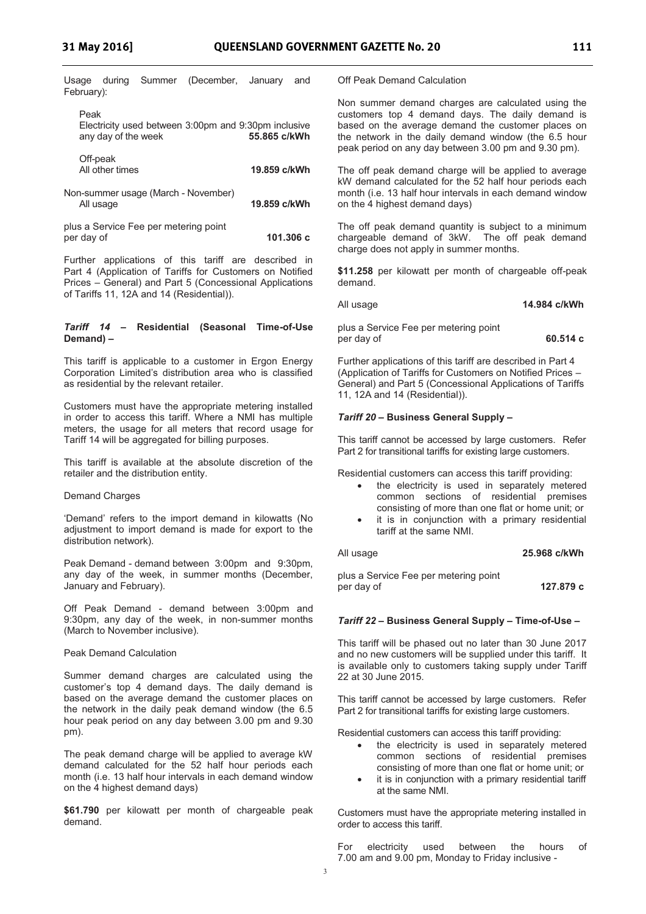Usage during Summer (December, January and February):

Peak
Electricity used between 3:00pm and 9:30pm inclusive any day of the week **55.865 c/kWh**

Off-peak
All other times **19.859 c/kWh**

Non-summer usage (March - November)
All usage **19.859 c/kWh**

plus a Service Fee per metering point per day of **101.306 c**

Further applications of this tariff are described in Part 4 (Application of Tariffs for Customers on Notified Prices – General) and Part 5 (Concessional Applications of Tariffs 11, 12A and 14 (Residential)).

### *Tariff 14* – Residential (Seasonal Time-of-Use Demand) –

This tariff is applicable to a customer in Ergon Energy Corporation Limited's distribution area who is classified as residential by the relevant retailer.

Customers must have the appropriate metering installed in order to access this tariff. Where a NMI has multiple meters, the usage for all meters that record usage for Tariff 14 will be aggregated for billing purposes.

This tariff is available at the absolute discretion of the retailer and the distribution entity.

Demand Charges

'Demand' refers to the import demand in kilowatts (No adjustment to import demand is made for export to the distribution network).

Peak Demand - demand between 3:00pm and 9:30pm, any day of the week, in summer months (December, January and February).

Off Peak Demand - demand between 3:00pm and 9:30pm, any day of the week, in non-summer months (March to November inclusive).

Peak Demand Calculation

Summer demand charges are calculated using the customer's top 4 demand days. The daily demand is based on the average demand the customer places on the network in the daily peak demand window (the 6.5 hour peak period on any day between 3.00 pm and 9.30 pm).

The peak demand charge will be applied to average kW demand calculated for the 52 half hour periods each month (i.e. 13 half hour intervals in each demand window on the 4 highest demand days)

**$61.790** per kilowatt per month of chargeable peak demand.

Off Peak Demand Calculation

Non summer demand charges are calculated using the customers top 4 demand days. The daily demand is based on the average demand the customer places on the network in the daily demand window (the 6.5 hour peak period on any day between 3.00 pm and 9.30 pm).

The off peak demand charge will be applied to average kW demand calculated for the 52 half hour periods each month (i.e. 13 half hour intervals in each demand window on the 4 highest demand days)

The off peak demand quantity is subject to a minimum chargeable demand of 3kW. The off peak demand charge does not apply in summer months.

**$11.258** per kilowatt per month of chargeable off-peak demand.

All usage **14.984 c/kWh**

plus a Service Fee per metering point per day of **60.514 c**

Further applications of this tariff are described in Part 4 (Application of Tariffs for Customers on Notified Prices – General) and Part 5 (Concessional Applications of Tariffs 11, 12A and 14 (Residential)).

### *Tariff 20* – Business General Supply –

This tariff cannot be accessed by large customers. Refer Part 2 for transitional tariffs for existing large customers.

Residential customers can access this tariff providing:

- the electricity is used in separately metered common sections of residential premises consisting of more than one flat or home unit; or
- it is in conjunction with a primary residential tariff at the same NMI.

All usage **25.968 c/kWh**

plus a Service Fee per metering point per day of **127.879 c**

### *Tariff 22* – Business General Supply – Time-of-Use –

This tariff will be phased out no later than 30 June 2017 and no new customers will be supplied under this tariff. It is available only to customers taking supply under Tariff 22 at 30 June 2015.

This tariff cannot be accessed by large customers. Refer Part 2 for transitional tariffs for existing large customers.

Residential customers can access this tariff providing:

- the electricity is used in separately metered common sections of residential premises consisting of more than one flat or home unit; or
- it is in conjunction with a primary residential tariff at the same NMI.

Customers must have the appropriate metering installed in order to access this tariff.

For electricity used between the hours of 7.00 am and 9.00 pm, Monday to Friday inclusive -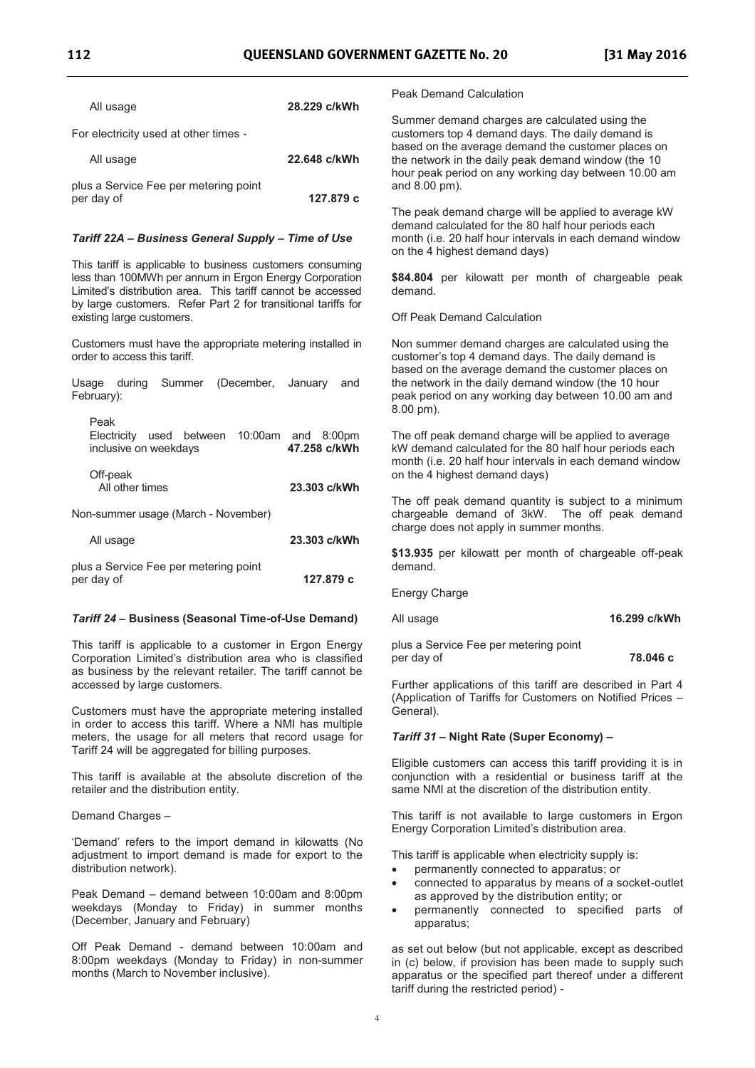| | |
|---|---|
| All usage | **28.229 c/kWh** |

For electricity used at other times -

| | |
|---|---|
| All usage | **22.648 c/kWh** |
| plus a Service Fee per metering point per day of | **127.879 c** |

### *Tariff 22A – Business General Supply – Time of Use*

This tariff is applicable to business customers consuming less than 100MWh per annum in Ergon Energy Corporation Limited's distribution area. This tariff cannot be accessed by large customers. Refer Part 2 for transitional tariffs for existing large customers.

Customers must have the appropriate metering installed in order to access this tariff.

Usage during Summer (December, January and February):

| | |
|---|---|
| Peak<br>Electricity used between 10:00am and 8:00pm inclusive on weekdays | **47.258 c/kWh** |
| Off-peak<br>All other times | **23.303 c/kWh** |

Non-summer usage (March - November)

| | |
|---|---|
| All usage | **23.303 c/kWh** |
| plus a Service Fee per metering point per day of | **127.879 c** |

### *Tariff 24* – Business (Seasonal Time-of-Use Demand)

This tariff is applicable to a customer in Ergon Energy Corporation Limited's distribution area who is classified as business by the relevant retailer. The tariff cannot be accessed by large customers.

Customers must have the appropriate metering installed in order to access this tariff. Where a NMI has multiple meters, the usage for all meters that record usage for Tariff 24 will be aggregated for billing purposes.

This tariff is available at the absolute discretion of the retailer and the distribution entity.

Demand Charges –

'Demand' refers to the import demand in kilowatts (No adjustment to import demand is made for export to the distribution network).

Peak Demand – demand between 10:00am and 8:00pm weekdays (Monday to Friday) in summer months (December, January and February)

Off Peak Demand - demand between 10:00am and 8:00pm weekdays (Monday to Friday) in non-summer months (March to November inclusive).

Peak Demand Calculation

Summer demand charges are calculated using the customers top 4 demand days. The daily demand is based on the average demand the customer places on the network in the daily peak demand window (the 10 hour peak period on any working day between 10.00 am and 8.00 pm).

The peak demand charge will be applied to average kW demand calculated for the 80 half hour periods each month (i.e. 20 half hour intervals in each demand window on the 4 highest demand days)

**$84.804** per kilowatt per month of chargeable peak demand.

Off Peak Demand Calculation

Non summer demand charges are calculated using the customer's top 4 demand days. The daily demand is based on the average demand the customer places on the network in the daily demand window (the 10 hour peak period on any working day between 10.00 am and 8.00 pm).

The off peak demand charge will be applied to average kW demand calculated for the 80 half hour periods each month (i.e. 20 half hour intervals in each demand window on the 4 highest demand days)

The off peak demand quantity is subject to a minimum chargeable demand of 3kW. The off peak demand charge does not apply in summer months.

**$13.935** per kilowatt per month of chargeable off-peak demand.

Energy Charge

| | |
|---|---|
| All usage | **16.299 c/kWh** |
| plus a Service Fee per metering point per day of | **78.046 c** |

Further applications of this tariff are described in Part 4 (Application of Tariffs for Customers on Notified Prices – General).

### *Tariff 31* – Night Rate (Super Economy) –

Eligible customers can access this tariff providing it is in conjunction with a residential or business tariff at the same NMI at the discretion of the distribution entity.

This tariff is not available to large customers in Ergon Energy Corporation Limited's distribution area.

This tariff is applicable when electricity supply is:

- permanently connected to apparatus; or
- connected to apparatus by means of a socket-outlet as approved by the distribution entity; or
- permanently connected to specified parts of apparatus;

as set out below (but not applicable, except as described in (c) below, if provision has been made to supply such apparatus or the specified part thereof under a different tariff during the restricted period) -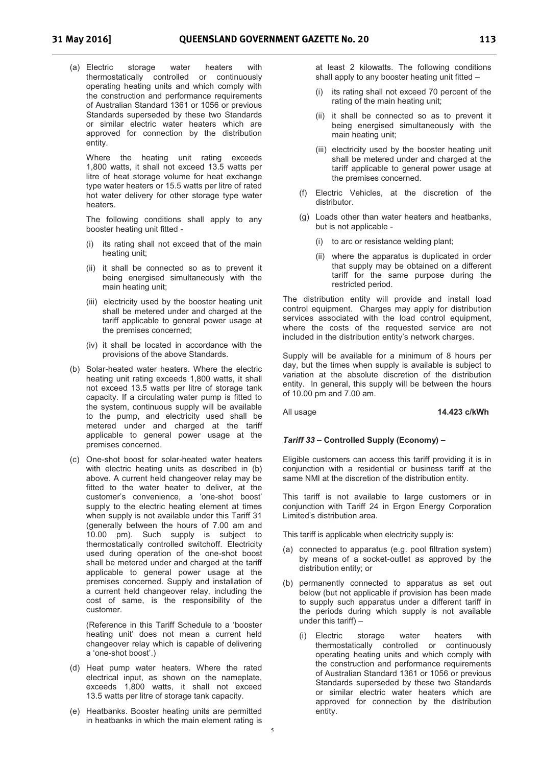(a) Electric storage water heaters with thermostatically controlled or continuously operating heating units and which comply with the construction and performance requirements of Australian Standard 1361 or 1056 or previous Standards superseded by these two Standards or similar electric water heaters which are approved for connection by the distribution entity.

Where the heating unit rating exceeds 1,800 watts, it shall not exceed 13.5 watts per litre of heat storage volume for heat exchange type water heaters or 15.5 watts per litre of rated hot water delivery for other storage type water heaters.

The following conditions shall apply to any booster heating unit fitted -

(i) its rating shall not exceed that of the main heating unit;

(ii) it shall be connected so as to prevent it being energised simultaneously with the main heating unit;

(iii) electricity used by the booster heating unit shall be metered under and charged at the tariff applicable to general power usage at the premises concerned;

(iv) it shall be located in accordance with the provisions of the above Standards.

(b) Solar-heated water heaters. Where the electric heating unit rating exceeds 1,800 watts, it shall not exceed 13.5 watts per litre of storage tank capacity. If a circulating water pump is fitted to the system, continuous supply will be available to the pump, and electricity used shall be metered under and charged at the tariff applicable to general power usage at the premises concerned.

(c) One-shot boost for solar-heated water heaters with electric heating units as described in (b) above. A current held changeover relay may be fitted to the water heater to deliver, at the customer's convenience, a 'one-shot boost' supply to the electric heating element at times when supply is not available under this Tariff 31 (generally between the hours of 7.00 am and 10.00 pm). Such supply is subject to thermostatically controlled switchoff. Electricity used during operation of the one-shot boost shall be metered under and charged at the tariff applicable to general power usage at the premises concerned. Supply and installation of a current held changeover relay, including the cost of same, is the responsibility of the customer.

(Reference in this Tariff Schedule to a 'booster heating unit' does not mean a current held changeover relay which is capable of delivering a 'one-shot boost'.)

(d) Heat pump water heaters. Where the rated electrical input, as shown on the nameplate, exceeds 1,800 watts, it shall not exceed 13.5 watts per litre of storage tank capacity.

(e) Heatbanks. Booster heating units are permitted in heatbanks in which the main element rating is at least 2 kilowatts. The following conditions shall apply to any booster heating unit fitted –

(i) its rating shall not exceed 70 percent of the rating of the main heating unit;

(ii) it shall be connected so as to prevent it being energised simultaneously with the main heating unit;

(iii) electricity used by the booster heating unit shall be metered under and charged at the tariff applicable to general power usage at the premises concerned.

(f) Electric Vehicles, at the discretion of the distributor.

(g) Loads other than water heaters and heatbanks, but is not applicable -

(i) to arc or resistance welding plant;

(ii) where the apparatus is duplicated in order that supply may be obtained on a different tariff for the same purpose during the restricted period.

The distribution entity will provide and install load control equipment. Charges may apply for distribution services associated with the load control equipment, where the costs of the requested service are not included in the distribution entity's network charges.

Supply will be available for a minimum of 8 hours per day, but the times when supply is available is subject to variation at the absolute discretion of the distribution entity. In general, this supply will be between the hours of 10.00 pm and 7.00 am.

All usage **14.423 c/kWh**

***Tariff 33* – Controlled Supply (Economy) –**

Eligible customers can access this tariff providing it is in conjunction with a residential or business tariff at the same NMI at the discretion of the distribution entity.

This tariff is not available to large customers or in conjunction with Tariff 24 in Ergon Energy Corporation Limited's distribution area.

This tariff is applicable when electricity supply is:

(a) connected to apparatus (e.g. pool filtration system) by means of a socket-outlet as approved by the distribution entity; or

(b) permanently connected to apparatus as set out below (but not applicable if provision has been made to supply such apparatus under a different tariff in the periods during which supply is not available under this tariff) –

(i) Electric storage water heaters with thermostatically controlled or continuously operating heating units and which comply with the construction and performance requirements of Australian Standard 1361 or 1056 or previous Standards superseded by these two Standards or similar electric water heaters which are approved for connection by the distribution entity.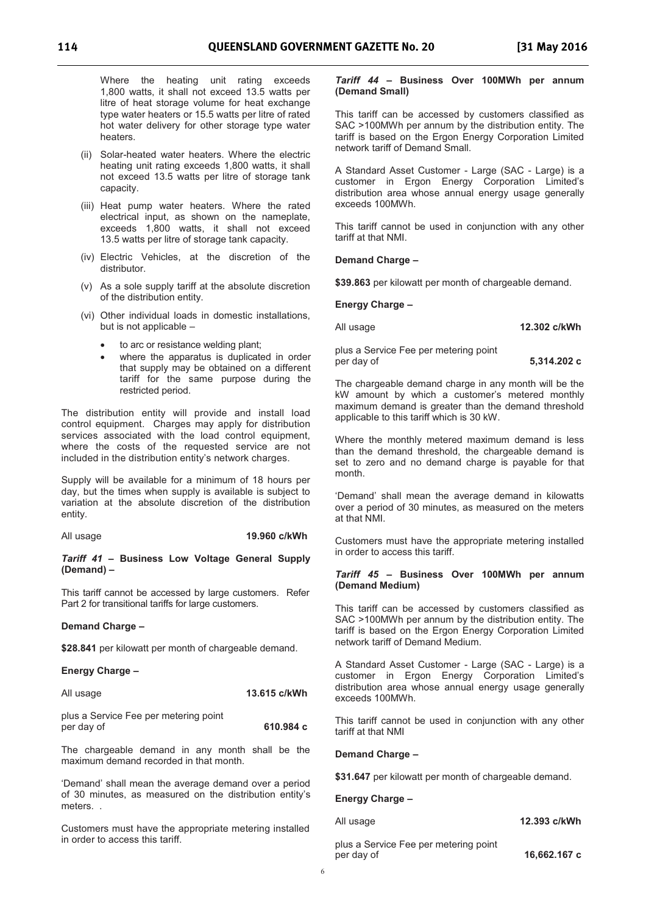Where the heating unit rating exceeds 1,800 watts, it shall not exceed 13.5 watts per litre of heat storage volume for heat exchange type water heaters or 15.5 watts per litre of rated hot water delivery for other storage type water heaters.

(ii) Solar-heated water heaters. Where the electric heating unit rating exceeds 1,800 watts, it shall not exceed 13.5 watts per litre of storage tank capacity.

(iii) Heat pump water heaters. Where the rated electrical input, as shown on the nameplate, exceeds 1,800 watts, it shall not exceed 13.5 watts per litre of storage tank capacity.

(iv) Electric Vehicles, at the discretion of the distributor.

(v) As a sole supply tariff at the absolute discretion of the distribution entity.

(vi) Other individual loads in domestic installations, but is not applicable –

- to arc or resistance welding plant;
- where the apparatus is duplicated in order that supply may be obtained on a different tariff for the same purpose during the restricted period.

The distribution entity will provide and install load control equipment. Charges may apply for distribution services associated with the load control equipment, where the costs of the requested service are not included in the distribution entity's network charges.

Supply will be available for a minimum of 18 hours per day, but the times when supply is available is subject to variation at the absolute discretion of the distribution entity.

All usage **19.960 c/kWh**

***Tariff 41* – Business Low Voltage General Supply (Demand) –**

This tariff cannot be accessed by large customers. Refer Part 2 for transitional tariffs for large customers.

**Demand Charge –**

**$28.841** per kilowatt per month of chargeable demand.

**Energy Charge –**

All usage **13.615 c/kWh**

plus a Service Fee per metering point per day of **610.984 c**

The chargeable demand in any month shall be the maximum demand recorded in that month.

'Demand' shall mean the average demand over a period of 30 minutes, as measured on the distribution entity's meters. .

Customers must have the appropriate metering installed in order to access this tariff.

***Tariff 44* – Business Over 100MWh per annum (Demand Small)**

This tariff can be accessed by customers classified as SAC >100MWh per annum by the distribution entity. The tariff is based on the Ergon Energy Corporation Limited network tariff of Demand Small.

A Standard Asset Customer - Large (SAC - Large) is a customer in Ergon Energy Corporation Limited's distribution area whose annual energy usage generally exceeds 100MWh.

This tariff cannot be used in conjunction with any other tariff at that NMI.

**Demand Charge –**

**$39.863** per kilowatt per month of chargeable demand.

**Energy Charge –**

All usage **12.302 c/kWh**

plus a Service Fee per metering point per day of **5,314.202 c**

The chargeable demand charge in any month will be the kW amount by which a customer's metered monthly maximum demand is greater than the demand threshold applicable to this tariff which is 30 kW.

Where the monthly metered maximum demand is less than the demand threshold, the chargeable demand is set to zero and no demand charge is payable for that month.

'Demand' shall mean the average demand in kilowatts over a period of 30 minutes, as measured on the meters at that NMI.

Customers must have the appropriate metering installed in order to access this tariff.

***Tariff 45* – Business Over 100MWh per annum (Demand Medium)**

This tariff can be accessed by customers classified as SAC >100MWh per annum by the distribution entity. The tariff is based on the Ergon Energy Corporation Limited network tariff of Demand Medium.

A Standard Asset Customer - Large (SAC - Large) is a customer in Ergon Energy Corporation Limited's distribution area whose annual energy usage generally exceeds 100MWh.

This tariff cannot be used in conjunction with any other tariff at that NMI

**Demand Charge –**

**$31.647** per kilowatt per month of chargeable demand.

**Energy Charge –**

All usage **12.393 c/kWh**

plus a Service Fee per metering point per day of **16,662.167 c**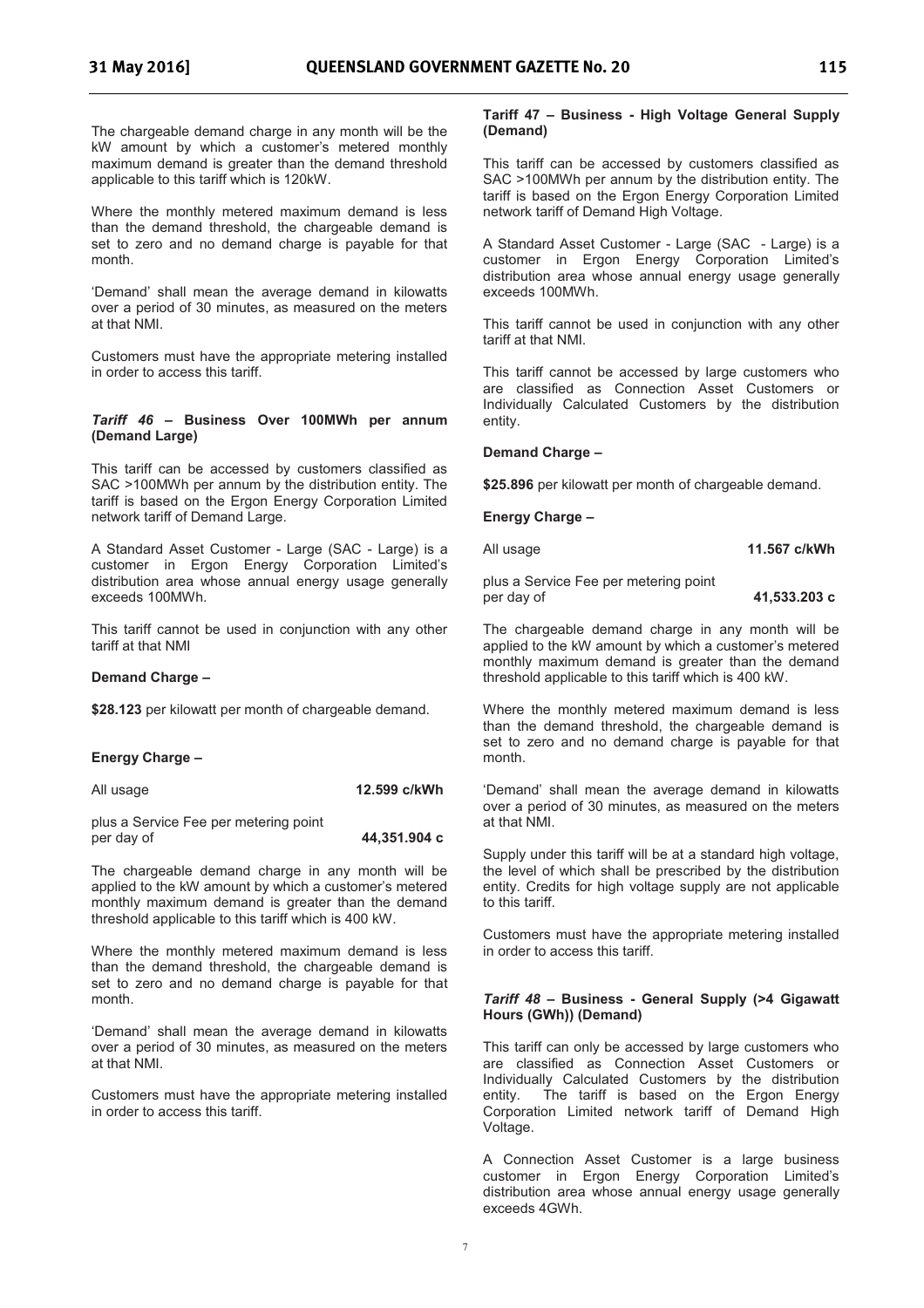The chargeable demand charge in any month will be the kW amount by which a customer's metered monthly maximum demand is greater than the demand threshold applicable to this tariff which is 120kW.

Where the monthly metered maximum demand is less than the demand threshold, the chargeable demand is set to zero and no demand charge is payable for that month.

'Demand' shall mean the average demand in kilowatts over a period of 30 minutes, as measured on the meters at that NMI.

Customers must have the appropriate metering installed in order to access this tariff.

### *Tariff 46* – Business Over 100MWh per annum (Demand Large)

This tariff can be accessed by customers classified as SAC >100MWh per annum by the distribution entity. The tariff is based on the Ergon Energy Corporation Limited network tariff of Demand Large.

A Standard Asset Customer - Large (SAC - Large) is a customer in Ergon Energy Corporation Limited's distribution area whose annual energy usage generally exceeds 100MWh.

This tariff cannot be used in conjunction with any other tariff at that NMI

**Demand Charge –**

**$28.123** per kilowatt per month of chargeable demand.

**Energy Charge –**

| | |
|---|---|
| All usage | **12.599 c/kWh** |
| plus a Service Fee per metering point per day of | **44,351.904 c** |

The chargeable demand charge in any month will be applied to the kW amount by which a customer's metered monthly maximum demand is greater than the demand threshold applicable to this tariff which is 400 kW.

Where the monthly metered maximum demand is less than the demand threshold, the chargeable demand is set to zero and no demand charge is payable for that month.

'Demand' shall mean the average demand in kilowatts over a period of 30 minutes, as measured on the meters at that NMI.

Customers must have the appropriate metering installed in order to access this tariff.

### Tariff 47 – Business - High Voltage General Supply (Demand)

This tariff can be accessed by customers classified as SAC >100MWh per annum by the distribution entity. The tariff is based on the Ergon Energy Corporation Limited network tariff of Demand High Voltage.

A Standard Asset Customer - Large (SAC - Large) is a customer in Ergon Energy Corporation Limited's distribution area whose annual energy usage generally exceeds 100MWh.

This tariff cannot be used in conjunction with any other tariff at that NMI.

This tariff cannot be accessed by large customers who are classified as Connection Asset Customers or Individually Calculated Customers by the distribution entity.

**Demand Charge –**

**$25.896** per kilowatt per month of chargeable demand.

**Energy Charge –**

| | |
|---|---|
| All usage | **11.567 c/kWh** |
| plus a Service Fee per metering point per day of | **41,533.203 c** |

The chargeable demand charge in any month will be applied to the kW amount by which a customer's metered monthly maximum demand is greater than the demand threshold applicable to this tariff which is 400 kW.

Where the monthly metered maximum demand is less than the demand threshold, the chargeable demand is set to zero and no demand charge is payable for that month.

'Demand' shall mean the average demand in kilowatts over a period of 30 minutes, as measured on the meters at that NMI.

Supply under this tariff will be at a standard high voltage, the level of which shall be prescribed by the distribution entity. Credits for high voltage supply are not applicable to this tariff.

Customers must have the appropriate metering installed in order to access this tariff.

### *Tariff 48* – Business - General Supply (>4 Gigawatt Hours (GWh)) (Demand)

This tariff can only be accessed by large customers who are classified as Connection Asset Customers or Individually Calculated Customers by the distribution entity. The tariff is based on the Ergon Energy Corporation Limited network tariff of Demand High Voltage.

A Connection Asset Customer is a large business customer in Ergon Energy Corporation Limited's distribution area whose annual energy usage generally exceeds 4GWh.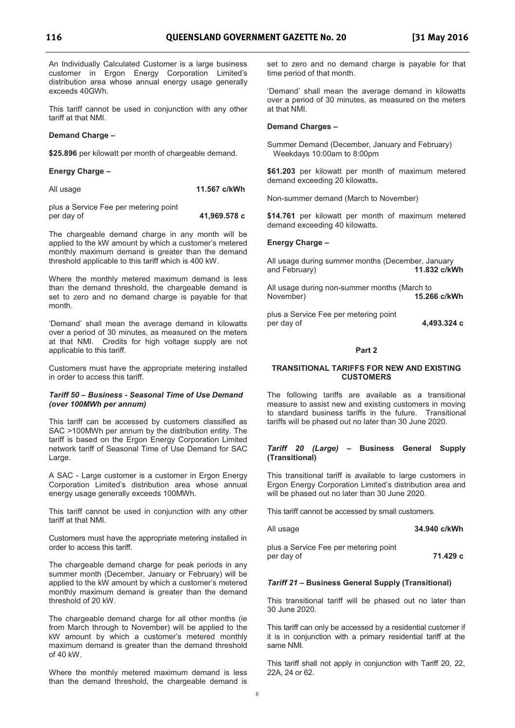An Individually Calculated Customer is a large business customer in Ergon Energy Corporation Limited's distribution area whose annual energy usage generally exceeds 40GWh.

This tariff cannot be used in conjunction with any other tariff at that NMI.

**Demand Charge –**

**$25.896** per kilowatt per month of chargeable demand.

**Energy Charge –**

| | |
|---|---|
| All usage | **11.567 c/kWh** |
| plus a Service Fee per metering point per day of | **41,969.578 c** |

The chargeable demand charge in any month will be applied to the kW amount by which a customer's metered monthly maximum demand is greater than the demand threshold applicable to this tariff which is 400 kW.

Where the monthly metered maximum demand is less than the demand threshold, the chargeable demand is set to zero and no demand charge is payable for that month.

'Demand' shall mean the average demand in kilowatts over a period of 30 minutes, as measured on the meters at that NMI. Credits for high voltage supply are not applicable to this tariff.

Customers must have the appropriate metering installed in order to access this tariff.

### *Tariff 50 – Business - Seasonal Time of Use Demand (over 100MWh per annum)*

This tariff can be accessed by customers classified as SAC >100MWh per annum by the distribution entity. The tariff is based on the Ergon Energy Corporation Limited network tariff of Seasonal Time of Use Demand for SAC Large.

A SAC - Large customer is a customer in Ergon Energy Corporation Limited's distribution area whose annual energy usage generally exceeds 100MWh.

This tariff cannot be used in conjunction with any other tariff at that NMI.

Customers must have the appropriate metering installed in order to access this tariff.

The chargeable demand charge for peak periods in any summer month (December, January or February) will be applied to the kW amount by which a customer's metered monthly maximum demand is greater than the demand threshold of 20 kW.

The chargeable demand charge for all other months (ie from March through to November) will be applied to the kW amount by which a customer's metered monthly maximum demand is greater than the demand threshold of 40 kW.

Where the monthly metered maximum demand is less than the demand threshold, the chargeable demand is set to zero and no demand charge is payable for that time period of that month.

'Demand' shall mean the average demand in kilowatts over a period of 30 minutes, as measured on the meters at that NMI.

**Demand Charges –**

Summer Demand (December, January and February)
Weekdays 10:00am to 8:00pm

**$61.203** per kilowatt per month of maximum metered demand exceeding 20 kilowatts**.**

Non-summer demand (March to November)

**$14.761** per kilowatt per month of maximum metered demand exceeding 40 kilowatts.

**Energy Charge –**

| | |
|---|---|
| All usage during summer months (December, January and February) | **11.832 c/kWh** |
| All usage during non-summer months (March to November) | **15.266 c/kWh** |
| plus a Service Fee per metering point per day of | **4,493.324 c** |

## Part 2

### TRANSITIONAL TARIFFS FOR NEW AND EXISTING CUSTOMERS

The following tariffs are available as a transitional measure to assist new and existing customers in moving to standard business tariffs in the future. Transitional tariffs will be phased out no later than 30 June 2020.

### *Tariff 20 (Large)* – Business General Supply (Transitional)

This transitional tariff is available to large customers in Ergon Energy Corporation Limited's distribution area and will be phased out no later than 30 June 2020.

This tariff cannot be accessed by small customers.

| | |
|---|---|
| All usage | **34.940 c/kWh** |
| plus a Service Fee per metering point per day of | **71.429 c** |

### *Tariff 21* – Business General Supply (Transitional)

This transitional tariff will be phased out no later than 30 June 2020.

This tariff can only be accessed by a residential customer if it is in conjunction with a primary residential tariff at the same NMI.

This tariff shall not apply in conjunction with Tariff 20, 22, 22A, 24 or 62.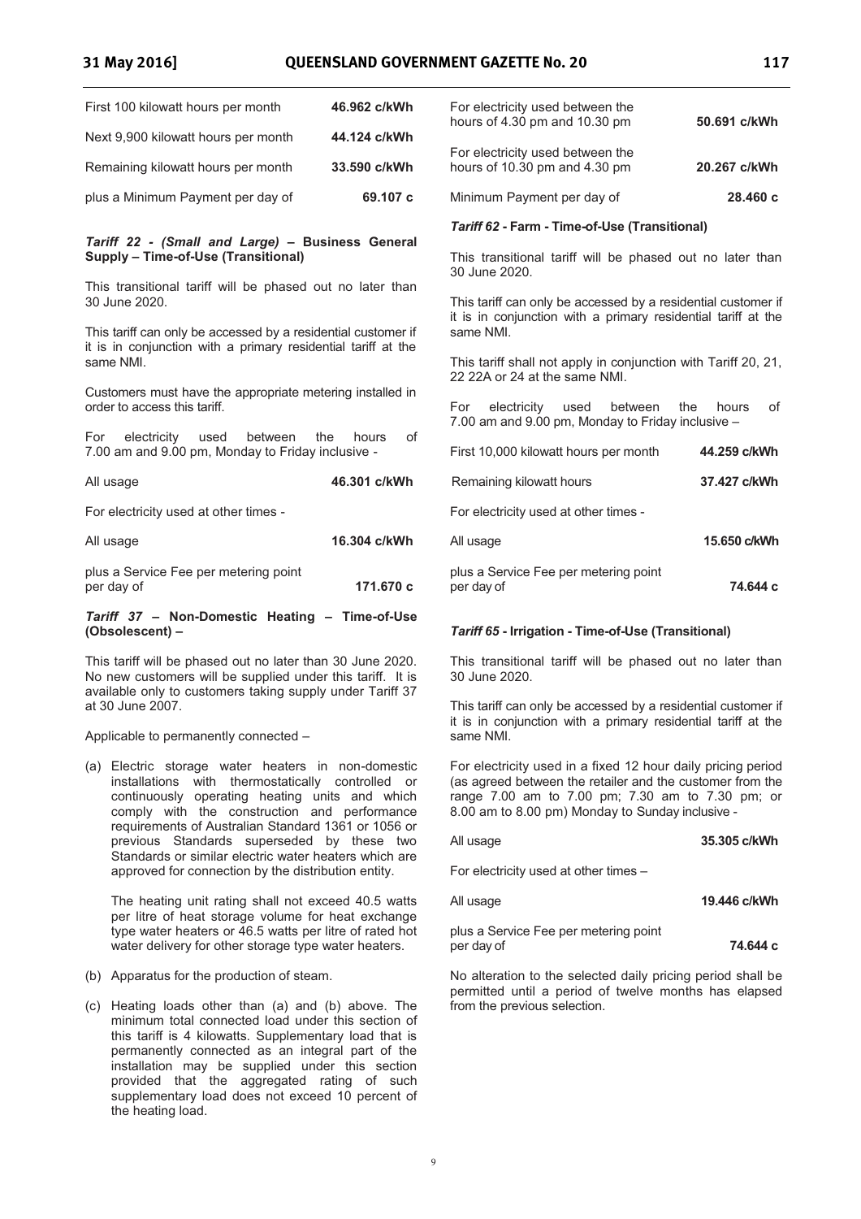| | |
|---|---|
| First 100 kilowatt hours per month | **46.962 c/kWh** |
| Next 9,900 kilowatt hours per month | **44.124 c/kWh** |
| Remaining kilowatt hours per month | **33.590 c/kWh** |
| plus a Minimum Payment per day of | **69.107 c** |

### *Tariff 22 - (Small and Large)* – Business General Supply – Time-of-Use (Transitional)

This transitional tariff will be phased out no later than 30 June 2020.

This tariff can only be accessed by a residential customer if it is in conjunction with a primary residential tariff at the same NMI.

Customers must have the appropriate metering installed in order to access this tariff.

For electricity used between the hours of 7.00 am and 9.00 pm, Monday to Friday inclusive -

| | |
|---|---|
| All usage | **46.301 c/kWh** |

For electricity used at other times -

| | |
|---|---|
| All usage | **16.304 c/kWh** |
| plus a Service Fee per metering point per day of | **171.670 c** |

### *Tariff 37* – Non-Domestic Heating – Time-of-Use (Obsolescent) –

This tariff will be phased out no later than 30 June 2020. No new customers will be supplied under this tariff. It is available only to customers taking supply under Tariff 37 at 30 June 2007.

Applicable to permanently connected –

(a) Electric storage water heaters in non-domestic installations with thermostatically controlled or continuously operating heating units and which comply with the construction and performance requirements of Australian Standard 1361 or 1056 or previous Standards superseded by these two Standards or similar electric water heaters which are approved for connection by the distribution entity.

The heating unit rating shall not exceed 40.5 watts per litre of heat storage volume for heat exchange type water heaters or 46.5 watts per litre of rated hot water delivery for other storage type water heaters.

(b) Apparatus for the production of steam.

(c) Heating loads other than (a) and (b) above. The minimum total connected load under this section of this tariff is 4 kilowatts. Supplementary load that is permanently connected as an integral part of the installation may be supplied under this section provided that the aggregated rating of such supplementary load does not exceed 10 percent of the heating load.

| | |
|---|---|
| For electricity used between the hours of 4.30 pm and 10.30 pm | **50.691 c/kWh** |
| For electricity used between the hours of 10.30 pm and 4.30 pm | **20.267 c/kWh** |
| Minimum Payment per day of | **28.460 c** |

### *Tariff 62* - Farm - Time-of-Use (Transitional)

This transitional tariff will be phased out no later than 30 June 2020.

This tariff can only be accessed by a residential customer if it is in conjunction with a primary residential tariff at the same NMI.

This tariff shall not apply in conjunction with Tariff 20, 21, 22 22A or 24 at the same NMI.

For electricity used between the hours of 7.00 am and 9.00 pm, Monday to Friday inclusive –

| | |
|---|---|
| First 10,000 kilowatt hours per month | **44.259 c/kWh** |
| Remaining kilowatt hours | **37.427 c/kWh** |

For electricity used at other times -

| | |
|---|---|
| All usage | **15.650 c/kWh** |
| plus a Service Fee per metering point per day of | **74.644 c** |

### *Tariff 65* - Irrigation - Time-of-Use (Transitional)

This transitional tariff will be phased out no later than 30 June 2020.

This tariff can only be accessed by a residential customer if it is in conjunction with a primary residential tariff at the same NMI.

For electricity used in a fixed 12 hour daily pricing period (as agreed between the retailer and the customer from the range 7.00 am to 7.00 pm; 7.30 am to 7.30 pm; or 8.00 am to 8.00 pm) Monday to Sunday inclusive -

| | |
|---|---|
| All usage | **35.305 c/kWh** |

For electricity used at other times –

| | |
|---|---|
| All usage | **19.446 c/kWh** |
| plus a Service Fee per metering point per day of | **74.644 c** |

No alteration to the selected daily pricing period shall be permitted until a period of twelve months has elapsed from the previous selection.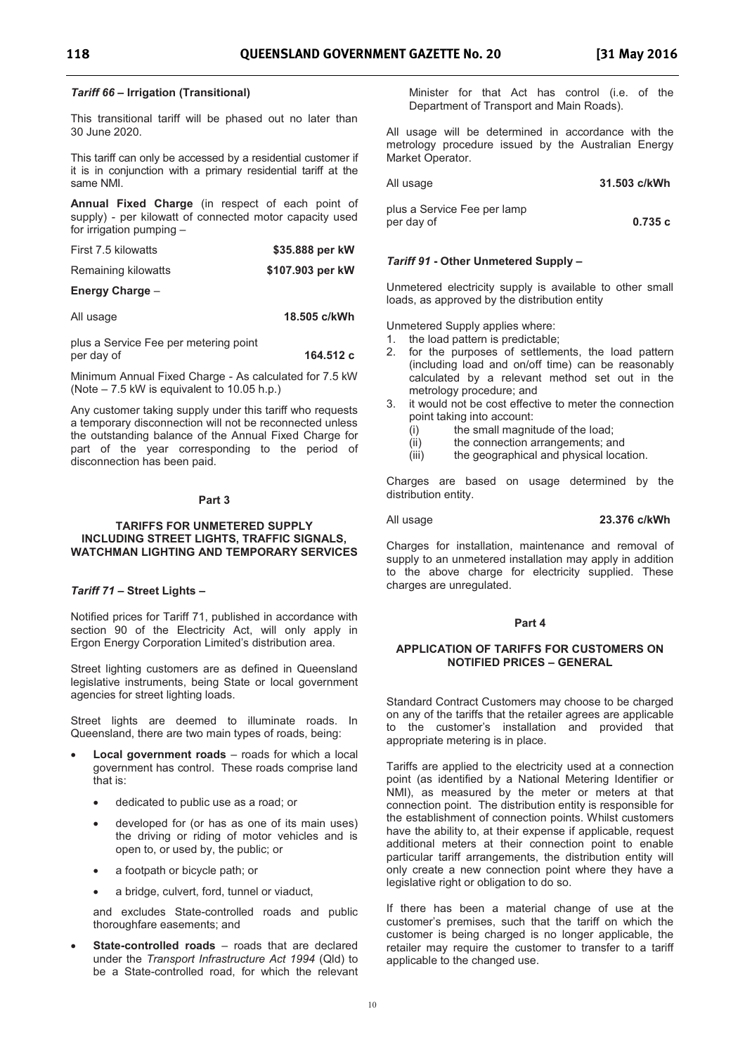### *Tariff 66* – Irrigation (Transitional)

This transitional tariff will be phased out no later than 30 June 2020.

This tariff can only be accessed by a residential customer if it is in conjunction with a primary residential tariff at the same NMI.

**Annual Fixed Charge** (in respect of each point of supply) - per kilowatt of connected motor capacity used for irrigation pumping –

| | |
|---|---|
| First 7.5 kilowatts | **$35.888 per kW** |
| Remaining kilowatts | **$107.903 per kW** |

**Energy Charge** –

| | |
|---|---|
| All usage | **18.505 c/kWh** |
| plus a Service Fee per metering point per day of | **164.512 c** |

Minimum Annual Fixed Charge - As calculated for 7.5 kW (Note – 7.5 kW is equivalent to 10.05 h.p.)

Any customer taking supply under this tariff who requests a temporary disconnection will not be reconnected unless the outstanding balance of the Annual Fixed Charge for part of the year corresponding to the period of disconnection has been paid.

## Part 3

## TARIFFS FOR UNMETERED SUPPLY INCLUDING STREET LIGHTS, TRAFFIC SIGNALS, WATCHMAN LIGHTING AND TEMPORARY SERVICES

### *Tariff 71* – Street Lights –

Notified prices for Tariff 71, published in accordance with section 90 of the Electricity Act, will only apply in Ergon Energy Corporation Limited's distribution area.

Street lighting customers are as defined in Queensland legislative instruments, being State or local government agencies for street lighting loads.

Street lights are deemed to illuminate roads. In Queensland, there are two main types of roads, being:

- **Local government roads** – roads for which a local government has control. These roads comprise land that is:
  - dedicated to public use as a road; or
  - developed for (or has as one of its main uses) the driving or riding of motor vehicles and is open to, or used by, the public; or
  - a footpath or bicycle path; or
  - a bridge, culvert, ford, tunnel or viaduct,

  and excludes State-controlled roads and public thoroughfare easements; and
- **State-controlled roads** – roads that are declared under the *Transport Infrastructure Act 1994* (Qld) to be a State-controlled road, for which the relevant Minister for that Act has control (i.e. of the Department of Transport and Main Roads).

All usage will be determined in accordance with the metrology procedure issued by the Australian Energy Market Operator.

| | |
|---|---|
| All usage | **31.503 c/kWh** |
| plus a Service Fee per lamp per day of | **0.735 c** |

### *Tariff 91* - Other Unmetered Supply –

Unmetered electricity supply is available to other small loads, as approved by the distribution entity

Unmetered Supply applies where:

1. the load pattern is predictable;
2. for the purposes of settlements, the load pattern (including load and on/off time) can be reasonably calculated by a relevant method set out in the metrology procedure; and
3. it would not be cost effective to meter the connection point taking into account:
   (i) the small magnitude of the load;
   (ii) the connection arrangements; and
   (iii) the geographical and physical location.

Charges are based on usage determined by the distribution entity.

| | |
|---|---|
| All usage | **23.376 c/kWh** |

Charges for installation, maintenance and removal of supply to an unmetered installation may apply in addition to the above charge for electricity supplied. These charges are unregulated.

## Part 4

## APPLICATION OF TARIFFS FOR CUSTOMERS ON NOTIFIED PRICES – GENERAL

Standard Contract Customers may choose to be charged on any of the tariffs that the retailer agrees are applicable to the customer's installation and provided that appropriate metering is in place.

Tariffs are applied to the electricity used at a connection point (as identified by a National Metering Identifier or NMI), as measured by the meter or meters at that connection point. The distribution entity is responsible for the establishment of connection points. Whilst customers have the ability to, at their expense if applicable, request additional meters at their connection point to enable particular tariff arrangements, the distribution entity will only create a new connection point where they have a legislative right or obligation to do so.

If there has been a material change of use at the customer's premises, such that the tariff on which the customer is being charged is no longer applicable, the retailer may require the customer to transfer to a tariff applicable to the changed use.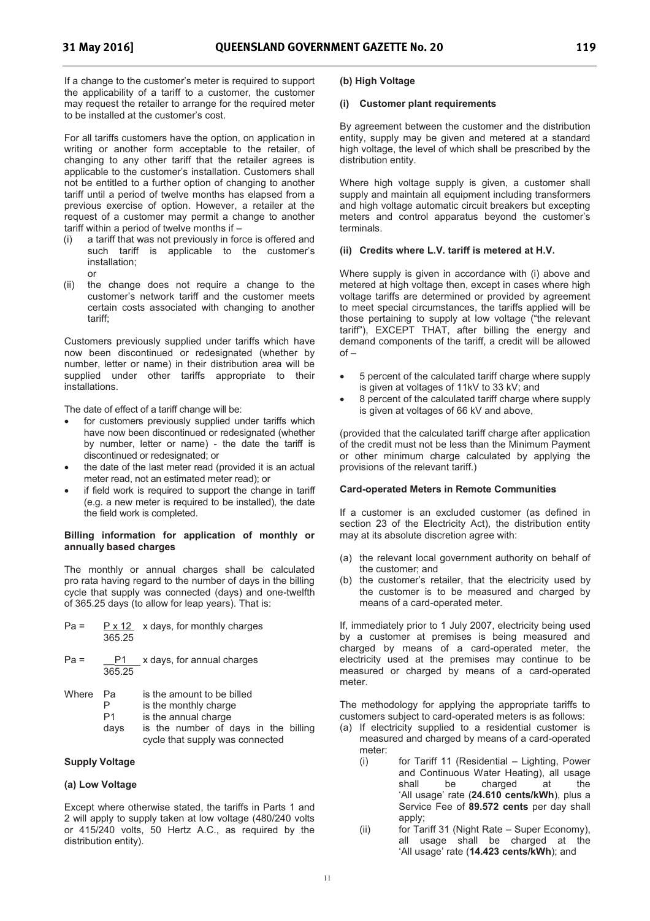If a change to the customer's meter is required to support the applicability of a tariff to a customer, the customer may request the retailer to arrange for the required meter to be installed at the customer's cost.

For all tariffs customers have the option, on application in writing or another form acceptable to the retailer, of changing to any other tariff that the retailer agrees is applicable to the customer's installation. Customers shall not be entitled to a further option of changing to another tariff until a period of twelve months has elapsed from a previous exercise of option. However, a retailer at the request of a customer may permit a change to another tariff within a period of twelve months if –

(i) a tariff that was not previously in force is offered and such tariff is applicable to the customer's installation;
or
(ii) the change does not require a change to the customer's network tariff and the customer meets certain costs associated with changing to another tariff;

Customers previously supplied under tariffs which have now been discontinued or redesignated (whether by number, letter or name) in their distribution area will be supplied under other tariffs appropriate to their installations.

The date of effect of a tariff change will be:

- for customers previously supplied under tariffs which have now been discontinued or redesignated (whether by number, letter or name) - the date the tariff is discontinued or redesignated; or
- the date of the last meter read (provided it is an actual meter read, not an estimated meter read); or
- if field work is required to support the change in tariff (e.g. a new meter is required to be installed), the date the field work is completed.

**Billing information for application of monthly or annually based charges**

The monthly or annual charges shall be calculated pro rata having regard to the number of days in the billing cycle that supply was connected (days) and one-twelfth of 365.25 days (to allow for leap years). That is:

$$Pa = \frac{P \times 12}{365.25} \times \text{days, for monthly charges}$$

$$Pa = \frac{P1}{365.25} \times \text{days, for annual charges}$$

Where
- Pa is the amount to be billed
- P is the monthly charge
- P1 is the annual charge
- days is the number of days in the billing cycle that supply was connected

**Supply Voltage**

**(a) Low Voltage**

Except where otherwise stated, the tariffs in Parts 1 and 2 will apply to supply taken at low voltage (480/240 volts or 415/240 volts, 50 Hertz A.C., as required by the distribution entity).

**(b) High Voltage**

**(i) Customer plant requirements**

By agreement between the customer and the distribution entity, supply may be given and metered at a standard high voltage, the level of which shall be prescribed by the distribution entity.

Where high voltage supply is given, a customer shall supply and maintain all equipment including transformers and high voltage automatic circuit breakers but excepting meters and control apparatus beyond the customer's terminals.

**(ii) Credits where L.V. tariff is metered at H.V.**

Where supply is given in accordance with (i) above and metered at high voltage then, except in cases where high voltage tariffs are determined or provided by agreement to meet special circumstances, the tariffs applied will be those pertaining to supply at low voltage ("the relevant tariff"), EXCEPT THAT, after billing the energy and demand components of the tariff, a credit will be allowed of –

- 5 percent of the calculated tariff charge where supply is given at voltages of 11kV to 33 kV; and
- 8 percent of the calculated tariff charge where supply is given at voltages of 66 kV and above,

(provided that the calculated tariff charge after application of the credit must not be less than the Minimum Payment or other minimum charge calculated by applying the provisions of the relevant tariff.)

**Card-operated Meters in Remote Communities**

If a customer is an excluded customer (as defined in section 23 of the Electricity Act), the distribution entity may at its absolute discretion agree with:

(a) the relevant local government authority on behalf of the customer; and
(b) the customer's retailer, that the electricity used by the customer is to be measured and charged by means of a card-operated meter.

If, immediately prior to 1 July 2007, electricity being used by a customer at premises is being measured and charged by means of a card-operated meter, the electricity used at the premises may continue to be measured or charged by means of a card-operated meter.

The methodology for applying the appropriate tariffs to customers subject to card-operated meters is as follows:

(a) If electricity supplied to a residential customer is measured and charged by means of a card-operated meter:
    (i) for Tariff 11 (Residential – Lighting, Power and Continuous Water Heating), all usage shall be charged at the 'All usage' rate (**24.610 cents/kWh**), plus a Service Fee of **89.572 cents** per day shall apply;
    (ii) for Tariff 31 (Night Rate – Super Economy), all usage shall be charged at the 'All usage' rate (**14.423 cents/kWh**); and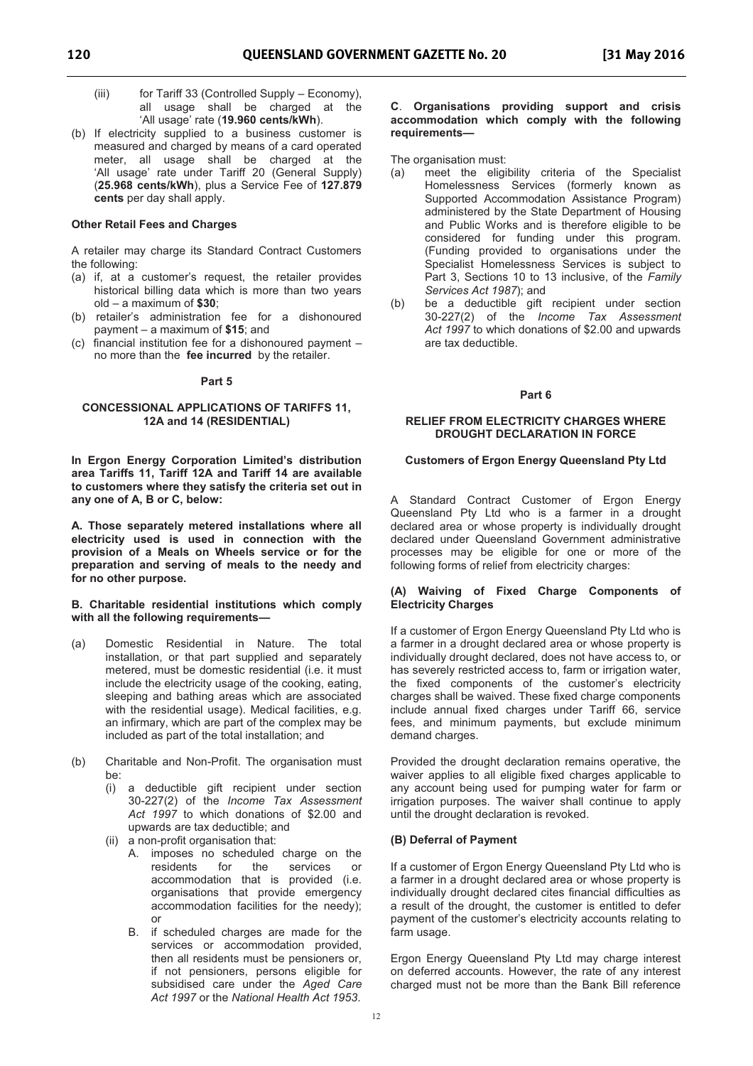(iii) for Tariff 33 (Controlled Supply – Economy), all usage shall be charged at the 'All usage' rate (**19.960 cents/kWh**).

(b) If electricity supplied to a business customer is measured and charged by means of a card operated meter, all usage shall be charged at the 'All usage' rate under Tariff 20 (General Supply) (**25.968 cents/kWh**), plus a Service Fee of **127.879 cents** per day shall apply.

**Other Retail Fees and Charges**

A retailer may charge its Standard Contract Customers the following:

(a) if, at a customer's request, the retailer provides historical billing data which is more than two years old – a maximum of **$30**;
(b) retailer's administration fee for a dishonoured payment – a maximum of **$15**; and
(c) financial institution fee for a dishonoured payment – no more than the **fee incurred** by the retailer.

**Part 5**

**CONCESSIONAL APPLICATIONS OF TARIFFS 11, 12A and 14 (RESIDENTIAL)**

**In Ergon Energy Corporation Limited's distribution area Tariffs 11, Tariff 12A and Tariff 14 are available to customers where they satisfy the criteria set out in any one of A, B or C, below:**

**A. Those separately metered installations where all electricity used is used in connection with the provision of a Meals on Wheels service or for the preparation and serving of meals to the needy and for no other purpose.**

**B. Charitable residential institutions which comply with all the following requirements—**

(a) Domestic Residential in Nature. The total installation, or that part supplied and separately metered, must be domestic residential (i.e. it must include the electricity usage of the cooking, eating, sleeping and bathing areas which are associated with the residential usage). Medical facilities, e.g. an infirmary, which are part of the complex may be included as part of the total installation; and

(b) Charitable and Non-Profit. The organisation must be:
   (i) a deductible gift recipient under section 30-227(2) of the *Income Tax Assessment Act 1997* to which donations of $2.00 and upwards are tax deductible; and
   (ii) a non-profit organisation that:
      A. imposes no scheduled charge on the residents for the services or accommodation that is provided (i.e. organisations that provide emergency accommodation facilities for the needy); or
      B. if scheduled charges are made for the services or accommodation provided, then all residents must be pensioners or, if not pensioners, persons eligible for subsidised care under the *Aged Care Act 1997* or the *National Health Act 1953*.

**C. Organisations providing support and crisis accommodation which comply with the following requirements—**

The organisation must:

(a) meet the eligibility criteria of the Specialist Homelessness Services (formerly known as Supported Accommodation Assistance Program) administered by the State Department of Housing and Public Works and is therefore eligible to be considered for funding under this program. (Funding provided to organisations under the Specialist Homelessness Services is subject to Part 3, Sections 10 to 13 inclusive, of the *Family Services Act 1987*); and
(b) be a deductible gift recipient under section 30-227(2) of the *Income Tax Assessment Act 1997* to which donations of $2.00 and upwards are tax deductible.

**Part 6**

**RELIEF FROM ELECTRICITY CHARGES WHERE DROUGHT DECLARATION IN FORCE**

**Customers of Ergon Energy Queensland Pty Ltd**

A Standard Contract Customer of Ergon Energy Queensland Pty Ltd who is a farmer in a drought declared area or whose property is individually drought declared under Queensland Government administrative processes may be eligible for one or more of the following forms of relief from electricity charges:

**(A) Waiving of Fixed Charge Components of Electricity Charges**

If a customer of Ergon Energy Queensland Pty Ltd who is a farmer in a drought declared area or whose property is individually drought declared, does not have access to, or has severely restricted access to, farm or irrigation water, the fixed components of the customer's electricity charges shall be waived. These fixed charge components include annual fixed charges under Tariff 66, service fees, and minimum payments, but exclude minimum demand charges.

Provided the drought declaration remains operative, the waiver applies to all eligible fixed charges applicable to any account being used for pumping water for farm or irrigation purposes. The waiver shall continue to apply until the drought declaration is revoked.

**(B) Deferral of Payment**

If a customer of Ergon Energy Queensland Pty Ltd who is a farmer in a drought declared area or whose property is individually drought declared cites financial difficulties as a result of the drought, the customer is entitled to defer payment of the customer's electricity accounts relating to farm usage.

Ergon Energy Queensland Pty Ltd may charge interest on deferred accounts. However, the rate of any interest charged must not be more than the Bank Bill reference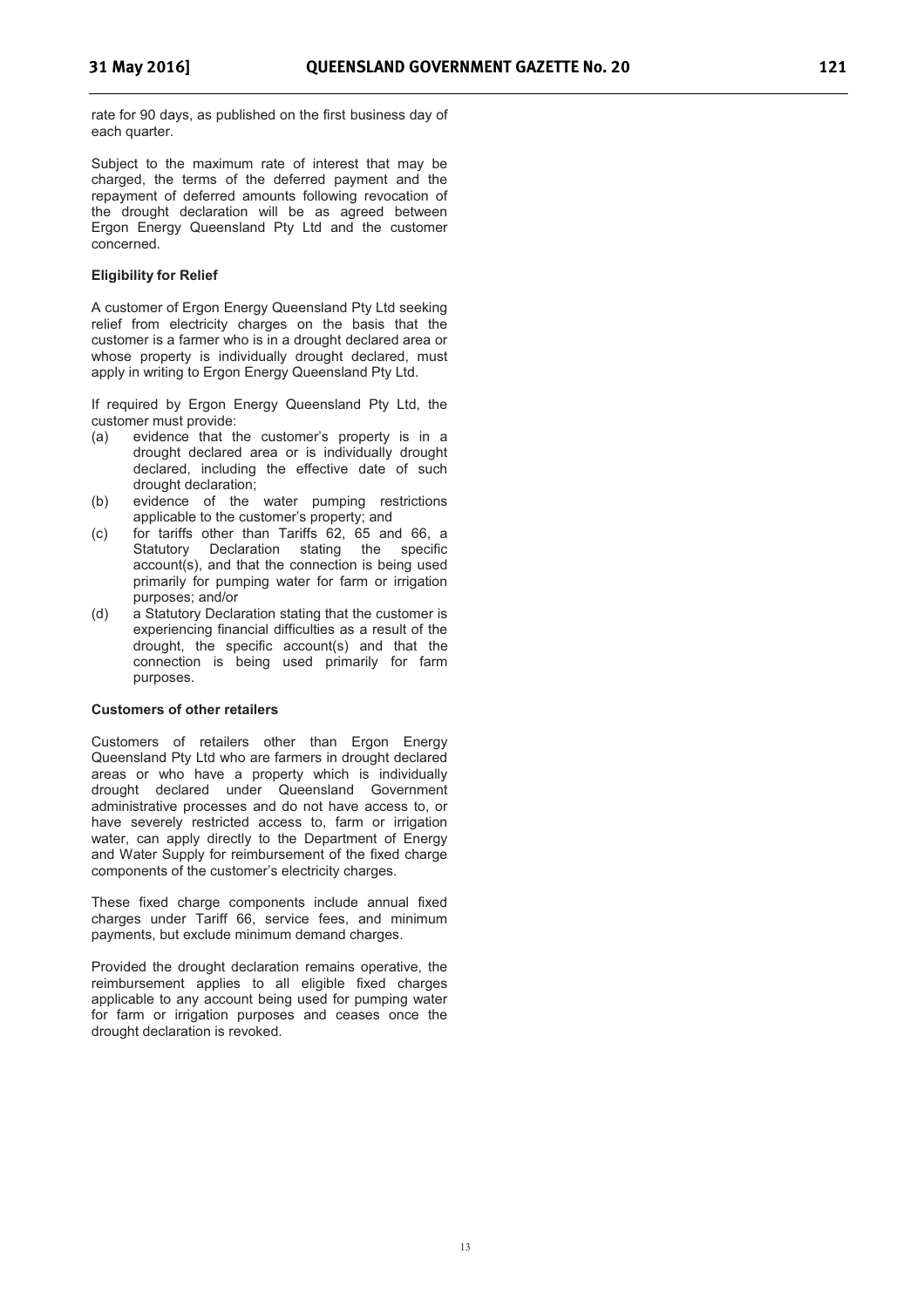rate for 90 days, as published on the first business day of each quarter.

Subject to the maximum rate of interest that may be charged, the terms of the deferred payment and the repayment of deferred amounts following revocation of the drought declaration will be as agreed between Ergon Energy Queensland Pty Ltd and the customer concerned.

**Eligibility for Relief**

A customer of Ergon Energy Queensland Pty Ltd seeking relief from electricity charges on the basis that the customer is a farmer who is in a drought declared area or whose property is individually drought declared, must apply in writing to Ergon Energy Queensland Pty Ltd.

If required by Ergon Energy Queensland Pty Ltd, the customer must provide:

(a) evidence that the customer's property is in a drought declared area or is individually drought declared, including the effective date of such drought declaration;

(b) evidence of the water pumping restrictions applicable to the customer's property; and

(c) for tariffs other than Tariffs 62, 65 and 66, a Statutory Declaration stating the specific account(s), and that the connection is being used primarily for pumping water for farm or irrigation purposes; and/or

(d) a Statutory Declaration stating that the customer is experiencing financial difficulties as a result of the drought, the specific account(s) and that the connection is being used primarily for farm purposes.

**Customers of other retailers**

Customers of retailers other than Ergon Energy Queensland Pty Ltd who are farmers in drought declared areas or who have a property which is individually drought declared under Queensland Government administrative processes and do not have access to, or have severely restricted access to, farm or irrigation water, can apply directly to the Department of Energy and Water Supply for reimbursement of the fixed charge components of the customer's electricity charges.

These fixed charge components include annual fixed charges under Tariff 66, service fees, and minimum payments, but exclude minimum demand charges.

Provided the drought declaration remains operative, the reimbursement applies to all eligible fixed charges applicable to any account being used for pumping water for farm or irrigation purposes and ceases once the drought declaration is revoked.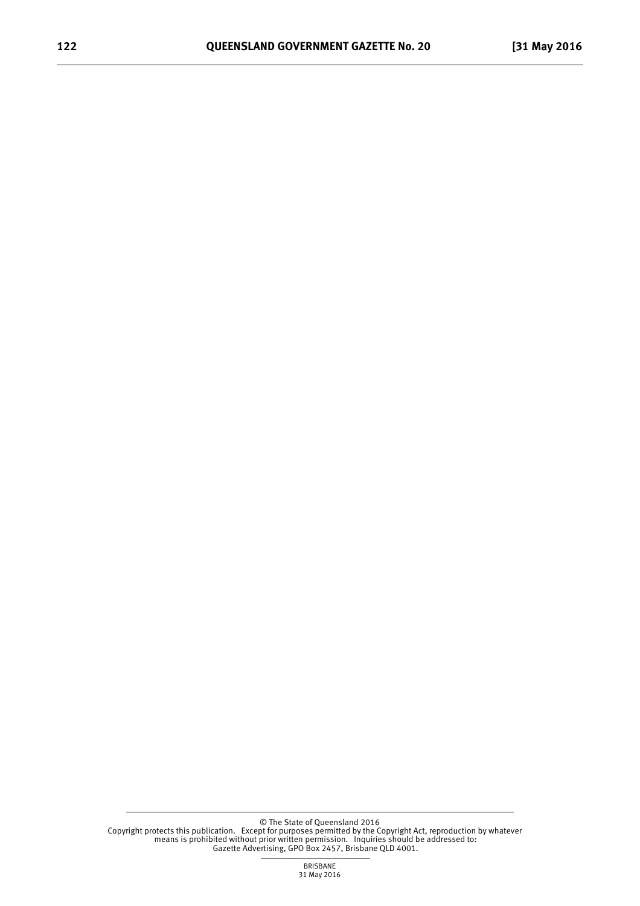© The State of Queensland 2016
Copyright protects this publication. Except for purposes permitted by the Copyright Act, reproduction by whatever means is prohibited without prior written permission. Inquiries should be addressed to:
Gazette Advertising, GPO Box 2457, Brisbane QLD 4001.

BRISBANE
31 May 2016